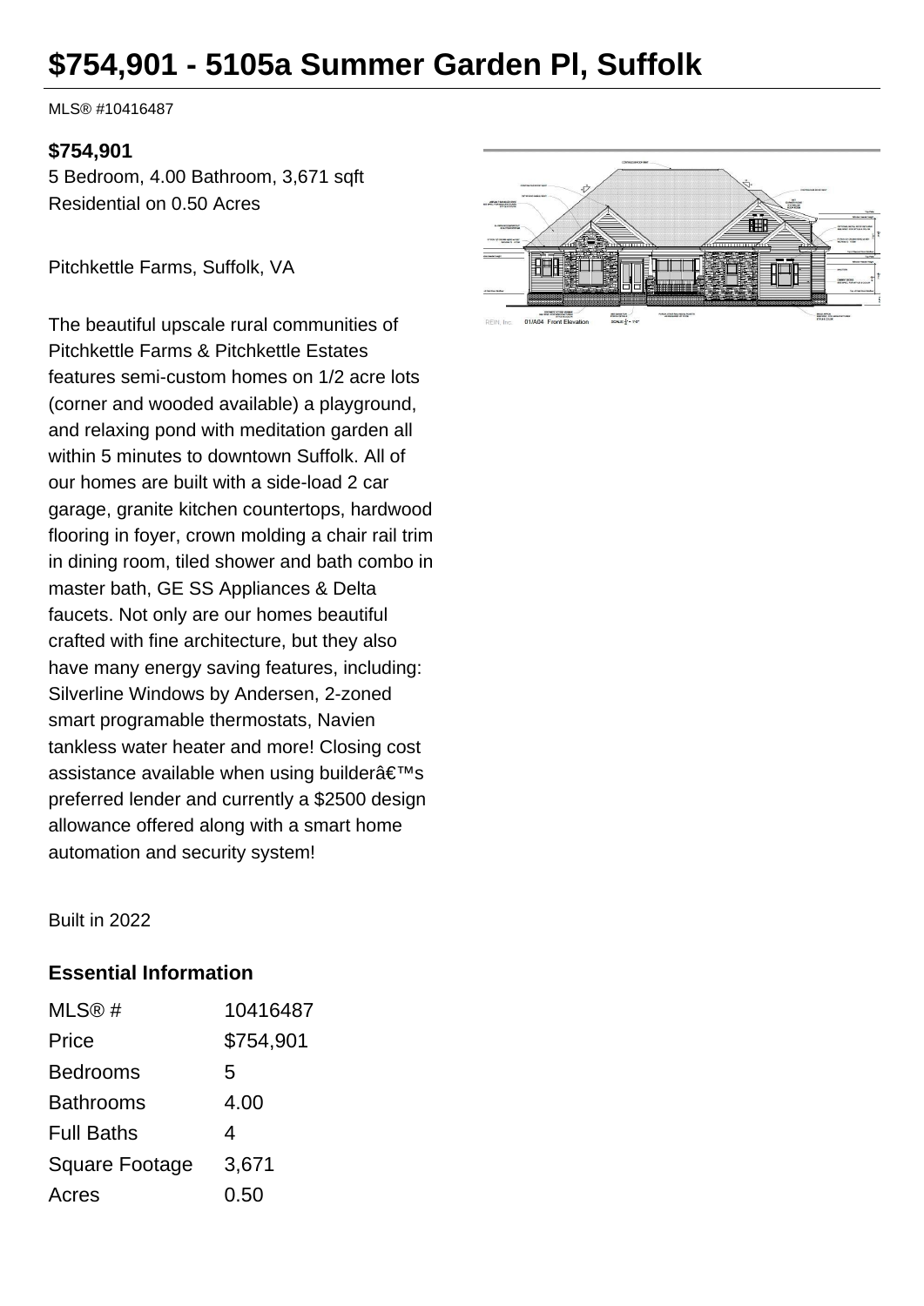# $754,901 - 5105a Summer Garden Pl, Suffolk

MLS® #10416487

**$754,901**

5 Bedroom, 4.00 Bathroom, 3,671 sqft

Residential on 0.50 Acres

Pitchkettle Farms, Suffolk, VA

The beautiful upscale rural communities of Pitchkettle Farms & Pitchkettle Estates features semi-custom homes on 1/2 acre lots (corner and wooded available) a playground, and relaxing pond with meditation garden all within 5 minutes to downtown Suffolk. All of our homes are built with a side-load 2 car garage, granite kitchen countertops, hardwood flooring in foyer, crown molding a chair rail trim in dining room, tiled shower and bath combo in master bath, GE SS Appliances & Delta faucets. Not only are our homes beautiful crafted with fine architecture, but they also have many energy saving features, including: Silverline Windows by Andersen, 2-zoned smart programable thermostats, Navien tankless water heater and more! Closing cost assistance available when using builderâ€™s preferred lender and currently a $2500 design allowance offered along with a smart home automation and security system!

Built in 2022

## Essential Information

| | |
|---|---|
| MLS® # | 10416487 |
| Price | $754,901 |
| Bedrooms | 5 |
| Bathrooms | 4.00 |
| Full Baths | 4 |
| Square Footage | 3,671 |
| Acres | 0.50 |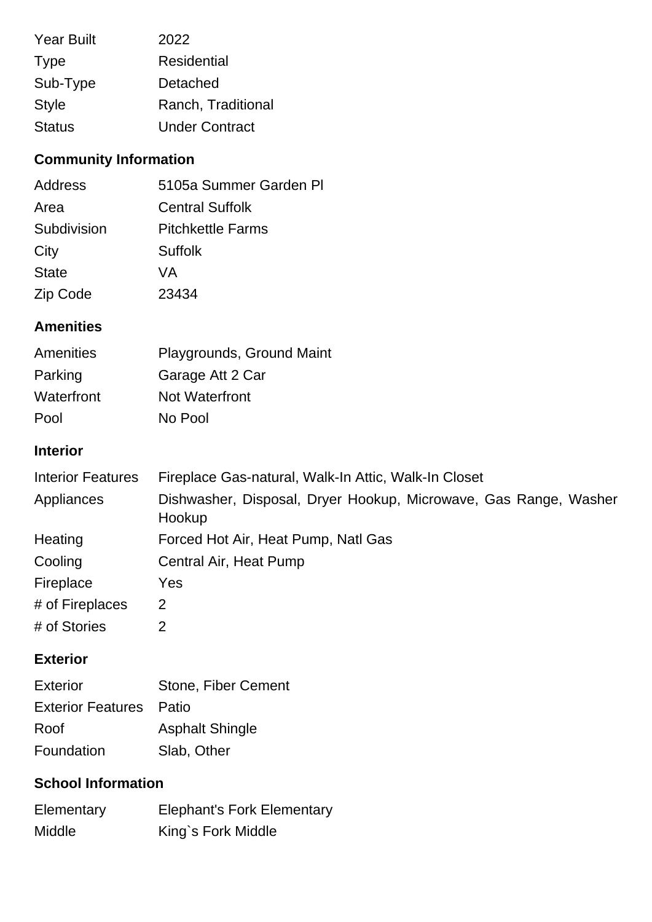| | |
|---|---|
| Year Built | 2022 |
| Type | Residential |
| Sub-Type | Detached |
| Style | Ranch, Traditional |
| Status | Under Contract |

### Community Information

| | |
|---|---|
| Address | 5105a Summer Garden Pl |
| Area | Central Suffolk |
| Subdivision | Pitchkettle Farms |
| City | Suffolk |
| State | VA |
| Zip Code | 23434 |

### Amenities

| | |
|---|---|
| Amenities | Playgrounds, Ground Maint |
| Parking | Garage Att 2 Car |
| Waterfront | Not Waterfront |
| Pool | No Pool |

### Interior

| | |
|---|---|
| Interior Features | Fireplace Gas-natural, Walk-In Attic, Walk-In Closet |
| Appliances | Dishwasher, Disposal, Dryer Hookup, Microwave, Gas Range, Washer Hookup |
| Heating | Forced Hot Air, Heat Pump, Natl Gas |
| Cooling | Central Air, Heat Pump |
| Fireplace | Yes |
| # of Fireplaces | 2 |
| # of Stories | 2 |

### Exterior

| | |
|---|---|
| Exterior | Stone, Fiber Cement |
| Exterior Features | Patio |
| Roof | Asphalt Shingle |
| Foundation | Slab, Other |

### School Information

| | |
|---|---|
| Elementary | Elephant's Fork Elementary |
| Middle | King`s Fork Middle |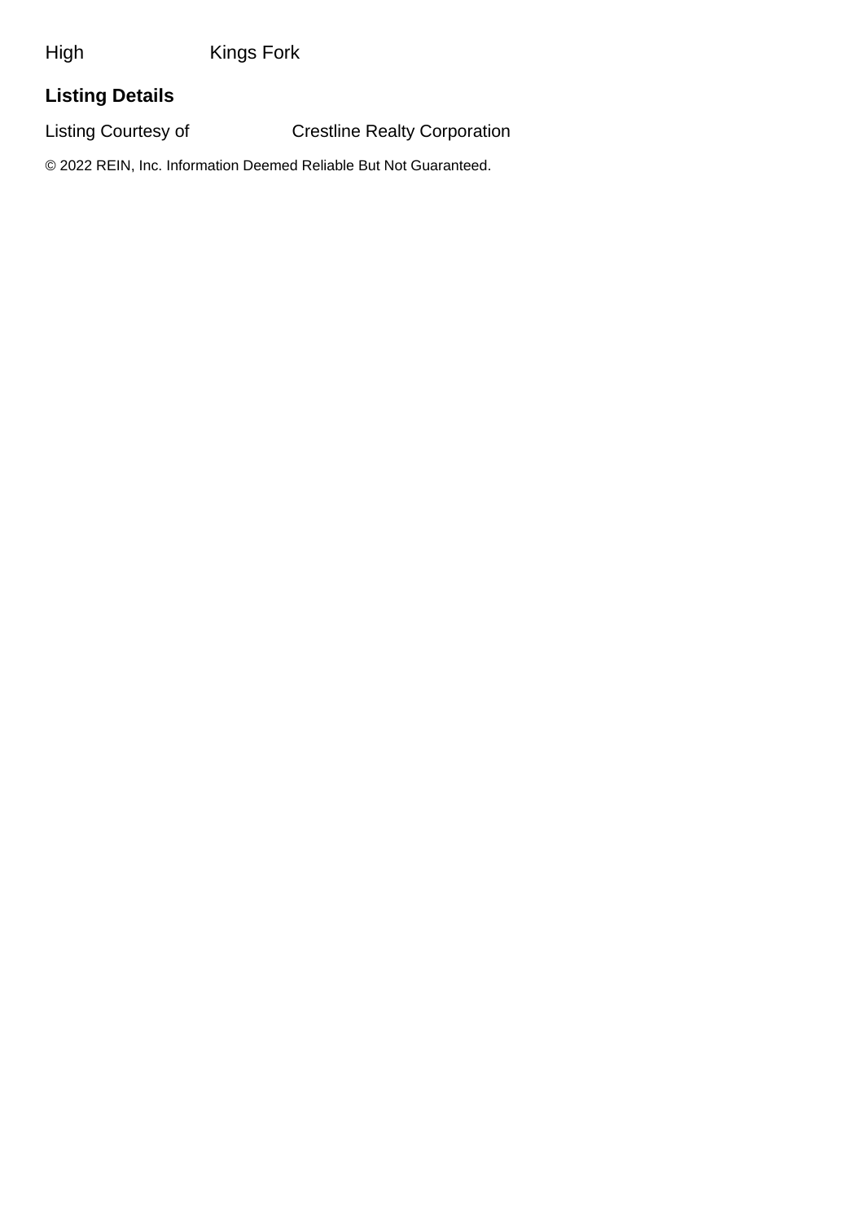| | |
|---|---|
| High | Kings Fork |

## Listing Details

| | |
|---|---|
| Listing Courtesy of | Crestline Realty Corporation |

© 2022 REIN, Inc. Information Deemed Reliable But Not Guaranteed.